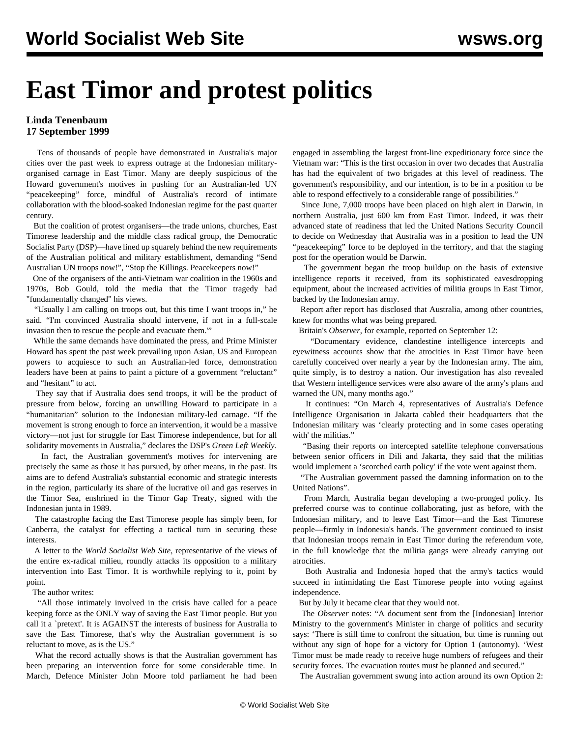# East Timor and protest politics

**Linda Tenenbaum**
**17 September 1999**

Tens of thousands of people have demonstrated in Australia's major cities over the past week to express outrage at the Indonesian military-organised carnage in East Timor. Many are deeply suspicious of the Howard government's motives in pushing for an Australian-led UN "peacekeeping" force, mindful of Australia's record of intimate collaboration with the blood-soaked Indonesian regime for the past quarter century.

But the coalition of protest organisers—the trade unions, churches, East Timorese leadership and the middle class radical group, the Democratic Socialist Party (DSP)—have lined up squarely behind the new requirements of the Australian political and military establishment, demanding "Send Australian UN troops now!", "Stop the Killings. Peacekeepers now!"

One of the organisers of the anti-Vietnam war coalition in the 1960s and 1970s, Bob Gould, told the media that the Timor tragedy had "fundamentally changed" his views.

"Usually I am calling on troops out, but this time I want troops in," he said. "I'm convinced Australia should intervene, if not in a full-scale invasion then to rescue the people and evacuate them.'"

While the same demands have dominated the press, and Prime Minister Howard has spent the past week prevailing upon Asian, US and European powers to acquiesce to such an Australian-led force, demonstration leaders have been at pains to paint a picture of a government "reluctant" and "hesitant" to act.

They say that if Australia does send troops, it will be the product of pressure from below, forcing an unwilling Howard to participate in a "humanitarian" solution to the Indonesian military-led carnage. "If the movement is strong enough to force an intervention, it would be a massive victory—not just for struggle for East Timorese independence, but for all solidarity movements in Australia," declares the DSP's *Green Left Weekly*.

In fact, the Australian government's motives for intervening are precisely the same as those it has pursued, by other means, in the past. Its aims are to defend Australia's substantial economic and strategic interests in the region, particularly its share of the lucrative oil and gas reserves in the Timor Sea, enshrined in the Timor Gap Treaty, signed with the Indonesian junta in 1989.

The catastrophe facing the East Timorese people has simply been, for Canberra, the catalyst for effecting a tactical turn in securing these interests.

A letter to the *World Socialist Web Site*, representative of the views of the entire ex-radical milieu, roundly attacks its opposition to a military intervention into East Timor. It is worthwhile replying to it, point by point.

The author writes:

"All those intimately involved in the crisis have called for a peace keeping force as the ONLY way of saving the East Timor people. But you call it a `pretext'. It is AGAINST the interests of business for Australia to save the East Timorese, that's why the Australian government is so reluctant to move, as is the US."

What the record actually shows is that the Australian government has been preparing an intervention force for some considerable time. In March, Defence Minister John Moore told parliament he had been engaged in assembling the largest front-line expeditionary force since the Vietnam war: "This is the first occasion in over two decades that Australia has had the equivalent of two brigades at this level of readiness. The government's responsibility, and our intention, is to be in a position to be able to respond effectively to a considerable range of possibilities."

Since June, 7,000 troops have been placed on high alert in Darwin, in northern Australia, just 600 km from East Timor. Indeed, it was their advanced state of readiness that led the United Nations Security Council to decide on Wednesday that Australia was in a position to lead the UN "peacekeeping" force to be deployed in the territory, and that the staging post for the operation would be Darwin.

The government began the troop buildup on the basis of extensive intelligence reports it received, from its sophisticated eavesdropping equipment, about the increased activities of militia groups in East Timor, backed by the Indonesian army.

Report after report has disclosed that Australia, among other countries, knew for months what was being prepared.

Britain's *Observer*, for example, reported on September 12:

"Documentary evidence, clandestine intelligence intercepts and eyewitness accounts show that the atrocities in East Timor have been carefully conceived over nearly a year by the Indonesian army. The aim, quite simply, is to destroy a nation. Our investigation has also revealed that Western intelligence services were also aware of the army's plans and warned the UN, many months ago."

It continues: "On March 4, representatives of Australia's Defence Intelligence Organisation in Jakarta cabled their headquarters that the Indonesian military was 'clearly protecting and in some cases operating with' the militias."

"Basing their reports on intercepted satellite telephone conversations between senior officers in Dili and Jakarta, they said that the militias would implement a 'scorched earth policy' if the vote went against them.

"The Australian government passed the damning information on to the United Nations".

From March, Australia began developing a two-pronged policy. Its preferred course was to continue collaborating, just as before, with the Indonesian military, and to leave East Timor—and the East Timorese people—firmly in Indonesia's hands. The government continued to insist that Indonesian troops remain in East Timor during the referendum vote, in the full knowledge that the militia gangs were already carrying out atrocities.

Both Australia and Indonesia hoped that the army's tactics would succeed in intimidating the East Timorese people into voting against independence.

But by July it became clear that they would not.

The *Observer* notes: "A document sent from the [Indonesian] Interior Ministry to the government's Minister in charge of politics and security says: 'There is still time to confront the situation, but time is running out without any sign of hope for a victory for Option 1 (autonomy). 'West Timor must be made ready to receive huge numbers of refugees and their security forces. The evacuation routes must be planned and secured."

The Australian government swung into action around its own Option 2: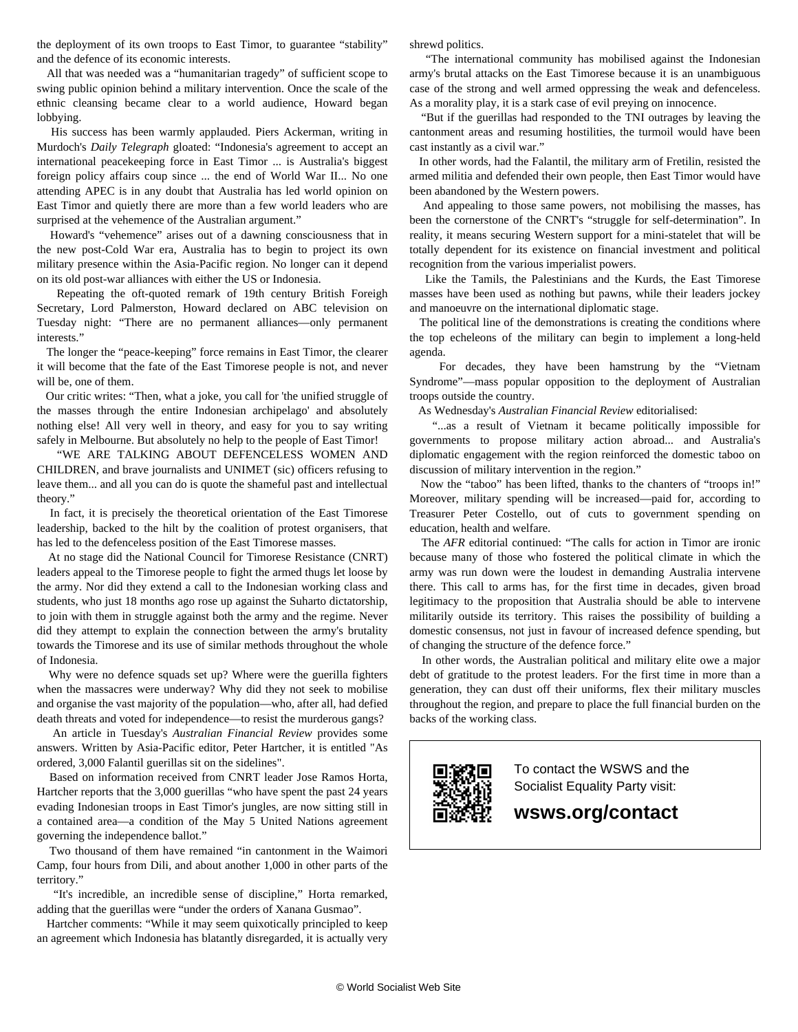the deployment of its own troops to East Timor, to guarantee "stability" and the defence of its economic interests.

All that was needed was a "humanitarian tragedy" of sufficient scope to swing public opinion behind a military intervention. Once the scale of the ethnic cleansing became clear to a world audience, Howard began lobbying.

His success has been warmly applauded. Piers Ackerman, writing in Murdoch's *Daily Telegraph* gloated: "Indonesia's agreement to accept an international peacekeeping force in East Timor ... is Australia's biggest foreign policy affairs coup since ... the end of World War II... No one attending APEC is in any doubt that Australia has led world opinion on East Timor and quietly there are more than a few world leaders who are surprised at the vehemence of the Australian argument."

Howard's "vehemence" arises out of a dawning consciousness that in the new post-Cold War era, Australia has to begin to project its own military presence within the Asia-Pacific region. No longer can it depend on its old post-war alliances with either the US or Indonesia.

Repeating the oft-quoted remark of 19th century British Foreign Secretary, Lord Palmerston, Howard declared on ABC television on Tuesday night: "There are no permanent alliances—only permanent interests."

The longer the "peace-keeping" force remains in East Timor, the clearer it will become that the fate of the East Timorese people is not, and never will be, one of them.

Our critic writes: "Then, what a joke, you call for 'the unified struggle of the masses through the entire Indonesian archipelago' and absolutely nothing else! All very well in theory, and easy for you to say writing safely in Melbourne. But absolutely no help to the people of East Timor!

"WE ARE TALKING ABOUT DEFENCELESS WOMEN AND CHILDREN, and brave journalists and UNIMET (sic) officers refusing to leave them... and all you can do is quote the shameful past and intellectual theory."

In fact, it is precisely the theoretical orientation of the East Timorese leadership, backed to the hilt by the coalition of protest organisers, that has led to the defenceless position of the East Timorese masses.

At no stage did the National Council for Timorese Resistance (CNRT) leaders appeal to the Timorese people to fight the armed thugs let loose by the army. Nor did they extend a call to the Indonesian working class and students, who just 18 months ago rose up against the Suharto dictatorship, to join with them in struggle against both the army and the regime. Never did they attempt to explain the connection between the army's brutality towards the Timorese and its use of similar methods throughout the whole of Indonesia.

Why were no defence squads set up? Where were the guerilla fighters when the massacres were underway? Why did they not seek to mobilise and organise the vast majority of the population—who, after all, had defied death threats and voted for independence—to resist the murderous gangs?

An article in Tuesday's *Australian Financial Review* provides some answers. Written by Asia-Pacific editor, Peter Hartcher, it is entitled "As ordered, 3,000 Falantil guerillas sit on the sidelines".

Based on information received from CNRT leader Jose Ramos Horta, Hartcher reports that the 3,000 guerillas "who have spent the past 24 years evading Indonesian troops in East Timor's jungles, are now sitting still in a contained area—a condition of the May 5 United Nations agreement governing the independence ballot."

Two thousand of them have remained "in cantonment in the Waimori Camp, four hours from Dili, and about another 1,000 in other parts of the territory."

"It's incredible, an incredible sense of discipline," Horta remarked, adding that the guerillas were "under the orders of Xanana Gusmao".

Hartcher comments: "While it may seem quixotically principled to keep an agreement which Indonesia has blatantly disregarded, it is actually very shrewd politics.

"The international community has mobilised against the Indonesian army's brutal attacks on the East Timorese because it is an unambiguous case of the strong and well armed oppressing the weak and defenceless. As a morality play, it is a stark case of evil preying on innocence.

"But if the guerillas had responded to the TNI outrages by leaving the cantonment areas and resuming hostilities, the turmoil would have been cast instantly as a civil war."

In other words, had the Falantil, the military arm of Fretilin, resisted the armed militia and defended their own people, then East Timor would have been abandoned by the Western powers.

And appealing to those same powers, not mobilising the masses, has been the cornerstone of the CNRT's "struggle for self-determination". In reality, it means securing Western support for a mini-statelet that will be totally dependent for its existence on financial investment and political recognition from the various imperialist powers.

Like the Tamils, the Palestinians and the Kurds, the East Timorese masses have been used as nothing but pawns, while their leaders jockey and manoeuvre on the international diplomatic stage.

The political line of the demonstrations is creating the conditions where the top echeleons of the military can begin to implement a long-held agenda.

For decades, they have been hamstrung by the "Vietnam Syndrome"—mass popular opposition to the deployment of Australian troops outside the country.

As Wednesday's *Australian Financial Review* editorialised:

"...as a result of Vietnam it became politically impossible for governments to propose military action abroad... and Australia's diplomatic engagement with the region reinforced the domestic taboo on discussion of military intervention in the region."

Now the "taboo" has been lifted, thanks to the chanters of "troops in!" Moreover, military spending will be increased—paid for, according to Treasurer Peter Costello, out of cuts to government spending on education, health and welfare.

The *AFR* editorial continued: "The calls for action in Timor are ironic because many of those who fostered the political climate in which the army was run down were the loudest in demanding Australia intervene there. This call to arms has, for the first time in decades, given broad legitimacy to the proposition that Australia should be able to intervene militarily outside its territory. This raises the possibility of building a domestic consensus, not just in favour of increased defence spending, but of changing the structure of the defence force."

In other words, the Australian political and military elite owe a major debt of gratitude to the protest leaders. For the first time in more than a generation, they can dust off their uniforms, flex their military muscles throughout the region, and prepare to place the full financial burden on the backs of the working class.

To contact the WSWS and the Socialist Equality Party visit:

**wsws.org/contact**